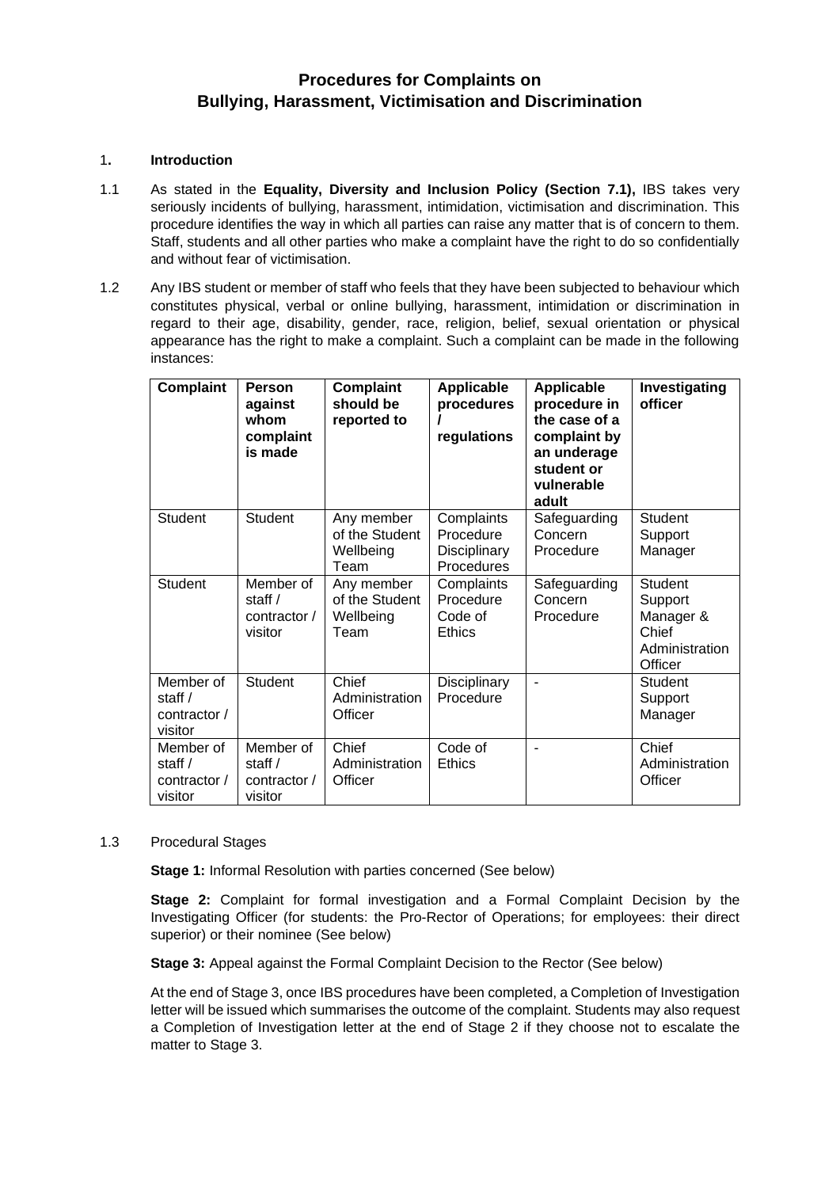# Procedures for Complaints on Bullying, Harassment, Victimisation and Discrimination

## 1. Introduction

1.1 As stated in the **Equality, Diversity and Inclusion Policy (Section 7.1),** IBS takes very seriously incidents of bullying, harassment, intimidation, victimisation and discrimination. This procedure identifies the way in which all parties can raise any matter that is of concern to them. Staff, students and all other parties who make a complaint have the right to do so confidentially and without fear of victimisation.

1.2 Any IBS student or member of staff who feels that they have been subjected to behaviour which constitutes physical, verbal or online bullying, harassment, intimidation or discrimination in regard to their age, disability, gender, race, religion, belief, sexual orientation or physical appearance has the right to make a complaint. Such a complaint can be made in the following instances:

| Complaint | Person against whom complaint is made | Complaint should be reported to | Applicable procedures / regulations | Applicable procedure in the case of a complaint by an underage student or vulnerable adult | Investigating officer |
|---|---|---|---|---|---|
| Student | Student | Any member of the Student Wellbeing Team | Complaints Procedure Disciplinary Procedures | Safeguarding Concern Procedure | Student Support Manager |
| Student | Member of staff / contractor / visitor | Any member of the Student Wellbeing Team | Complaints Procedure Code of Ethics | Safeguarding Concern Procedure | Student Support Manager & Chief Administration Officer |
| Member of staff / contractor / visitor | Student | Chief Administration Officer | Disciplinary Procedure | - | Student Support Manager |
| Member of staff / contractor / visitor | Member of staff / contractor / visitor | Chief Administration Officer | Code of Ethics | - | Chief Administration Officer |

1.3 Procedural Stages

**Stage 1:** Informal Resolution with parties concerned (See below)

**Stage 2:** Complaint for formal investigation and a Formal Complaint Decision by the Investigating Officer (for students: the Pro-Rector of Operations; for employees: their direct superior) or their nominee (See below)

**Stage 3:** Appeal against the Formal Complaint Decision to the Rector (See below)

At the end of Stage 3, once IBS procedures have been completed, a Completion of Investigation letter will be issued which summarises the outcome of the complaint. Students may also request a Completion of Investigation letter at the end of Stage 2 if they choose not to escalate the matter to Stage 3.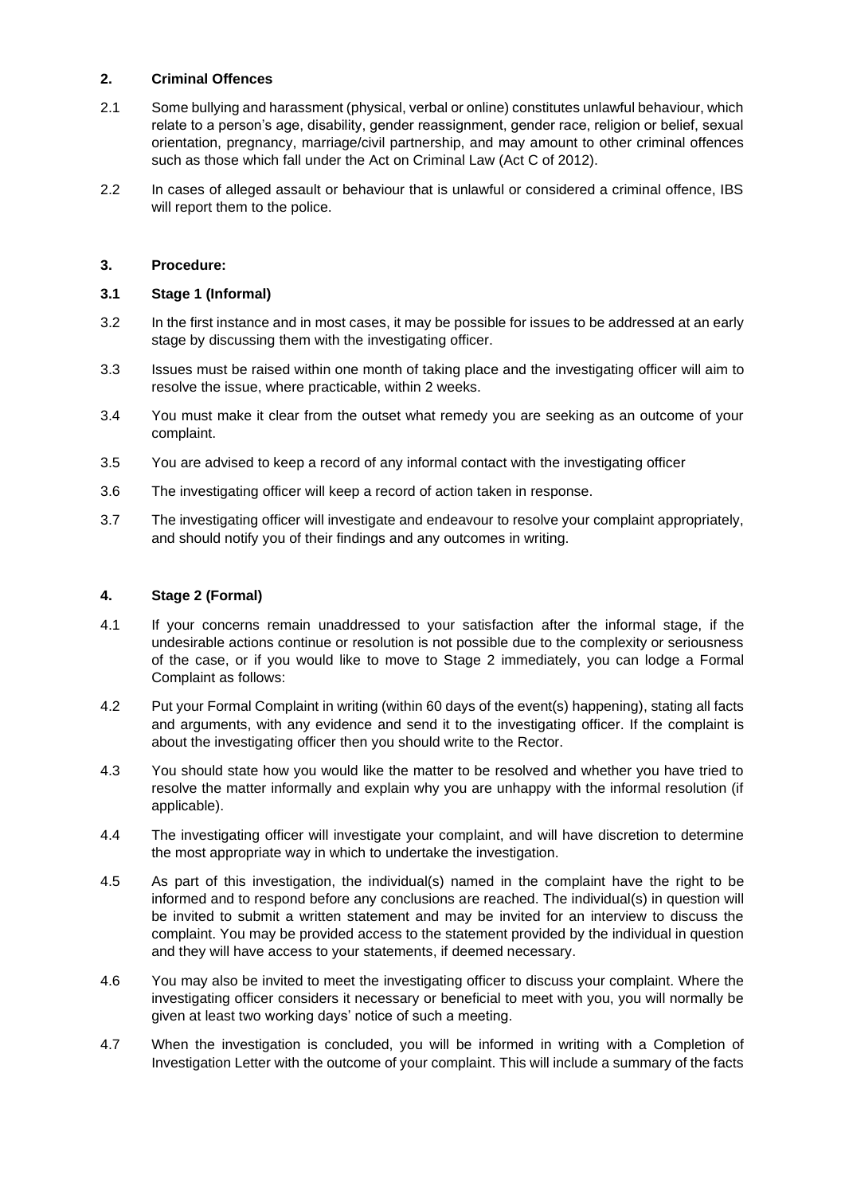## 2. Criminal Offences

2.1 Some bullying and harassment (physical, verbal or online) constitutes unlawful behaviour, which relate to a person's age, disability, gender reassignment, gender race, religion or belief, sexual orientation, pregnancy, marriage/civil partnership, and may amount to other criminal offences such as those which fall under the Act on Criminal Law (Act C of 2012).

2.2 In cases of alleged assault or behaviour that is unlawful or considered a criminal offence, IBS will report them to the police.

## 3. Procedure:

### 3.1 Stage 1 (Informal)

3.2 In the first instance and in most cases, it may be possible for issues to be addressed at an early stage by discussing them with the investigating officer.

3.3 Issues must be raised within one month of taking place and the investigating officer will aim to resolve the issue, where practicable, within 2 weeks.

3.4 You must make it clear from the outset what remedy you are seeking as an outcome of your complaint.

3.5 You are advised to keep a record of any informal contact with the investigating officer

3.6 The investigating officer will keep a record of action taken in response.

3.7 The investigating officer will investigate and endeavour to resolve your complaint appropriately, and should notify you of their findings and any outcomes in writing.

## 4. Stage 2 (Formal)

4.1 If your concerns remain unaddressed to your satisfaction after the informal stage, if the undesirable actions continue or resolution is not possible due to the complexity or seriousness of the case, or if you would like to move to Stage 2 immediately, you can lodge a Formal Complaint as follows:

4.2 Put your Formal Complaint in writing (within 60 days of the event(s) happening), stating all facts and arguments, with any evidence and send it to the investigating officer. If the complaint is about the investigating officer then you should write to the Rector.

4.3 You should state how you would like the matter to be resolved and whether you have tried to resolve the matter informally and explain why you are unhappy with the informal resolution (if applicable).

4.4 The investigating officer will investigate your complaint, and will have discretion to determine the most appropriate way in which to undertake the investigation.

4.5 As part of this investigation, the individual(s) named in the complaint have the right to be informed and to respond before any conclusions are reached. The individual(s) in question will be invited to submit a written statement and may be invited for an interview to discuss the complaint. You may be provided access to the statement provided by the individual in question and they will have access to your statements, if deemed necessary.

4.6 You may also be invited to meet the investigating officer to discuss your complaint. Where the investigating officer considers it necessary or beneficial to meet with you, you will normally be given at least two working days' notice of such a meeting.

4.7 When the investigation is concluded, you will be informed in writing with a Completion of Investigation Letter with the outcome of your complaint. This will include a summary of the facts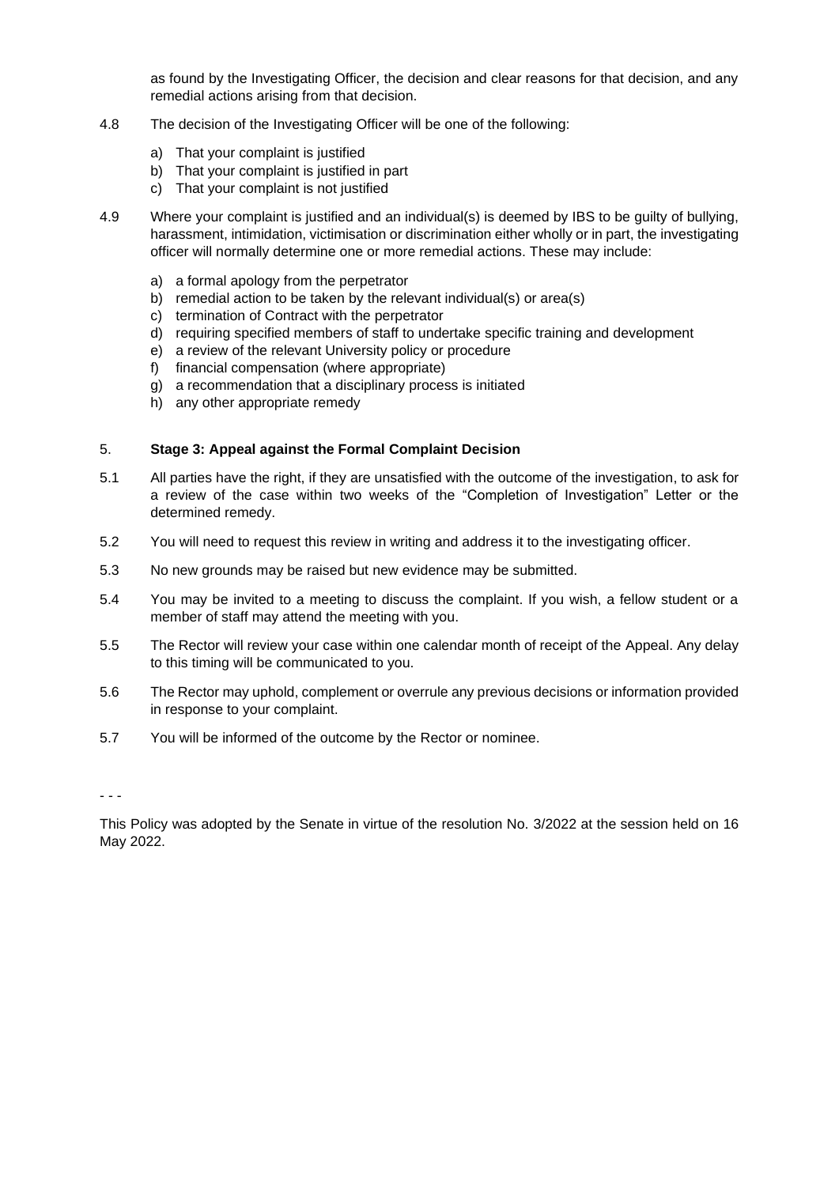as found by the Investigating Officer, the decision and clear reasons for that decision, and any remedial actions arising from that decision.

4.8 The decision of the Investigating Officer will be one of the following:

a) That your complaint is justified
b) That your complaint is justified in part
c) That your complaint is not justified

4.9 Where your complaint is justified and an individual(s) is deemed by IBS to be guilty of bullying, harassment, intimidation, victimisation or discrimination either wholly or in part, the investigating officer will normally determine one or more remedial actions. These may include:

a) a formal apology from the perpetrator
b) remedial action to be taken by the relevant individual(s) or area(s)
c) termination of Contract with the perpetrator
d) requiring specified members of staff to undertake specific training and development
e) a review of the relevant University policy or procedure
f) financial compensation (where appropriate)
g) a recommendation that a disciplinary process is initiated
h) any other appropriate remedy

## 5. Stage 3: Appeal against the Formal Complaint Decision

5.1 All parties have the right, if they are unsatisfied with the outcome of the investigation, to ask for a review of the case within two weeks of the "Completion of Investigation" Letter or the determined remedy.

5.2 You will need to request this review in writing and address it to the investigating officer.

5.3 No new grounds may be raised but new evidence may be submitted.

5.4 You may be invited to a meeting to discuss the complaint. If you wish, a fellow student or a member of staff may attend the meeting with you.

5.5 The Rector will review your case within one calendar month of receipt of the Appeal. Any delay to this timing will be communicated to you.

5.6 The Rector may uphold, complement or overrule any previous decisions or information provided in response to your complaint.

5.7 You will be informed of the outcome by the Rector or nominee.

- - -

This Policy was adopted by the Senate in virtue of the resolution No. 3/2022 at the session held on 16 May 2022.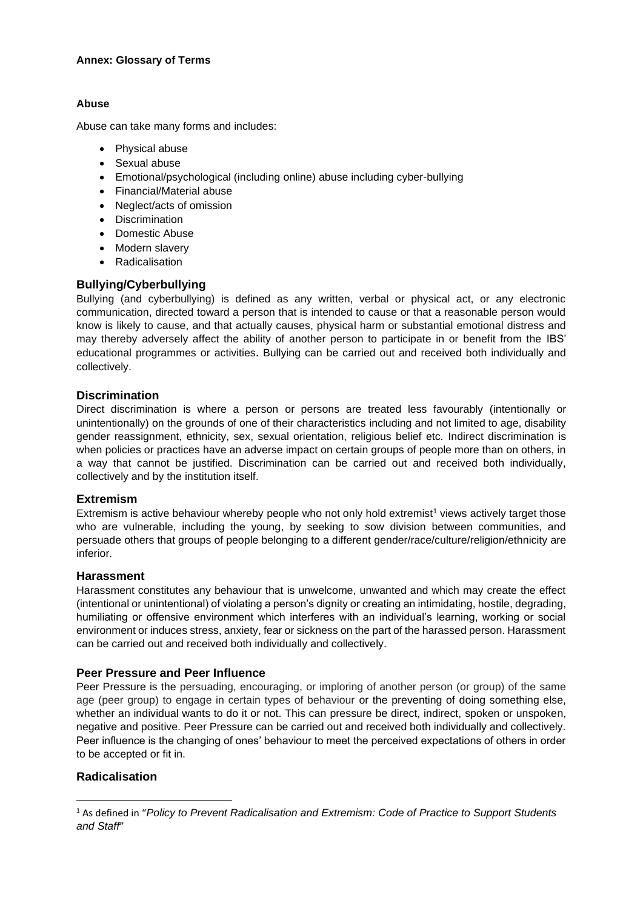**Annex: Glossary of Terms**

**Abuse**

Abuse can take many forms and includes:

- Physical abuse
- Sexual abuse
- Emotional/psychological (including online) abuse including cyber-bullying
- Financial/Material abuse
- Neglect/acts of omission
- Discrimination
- Domestic Abuse
- Modern slavery
- Radicalisation

## Bullying/Cyberbullying

Bullying (and cyberbullying) is defined as any written, verbal or physical act, or any electronic communication, directed toward a person that is intended to cause or that a reasonable person would know is likely to cause, and that actually causes, physical harm or substantial emotional distress and may thereby adversely affect the ability of another person to participate in or benefit from the IBS' educational programmes or activities. Bullying can be carried out and received both individually and collectively.

## Discrimination

Direct discrimination is where a person or persons are treated less favourably (intentionally or unintentionally) on the grounds of one of their characteristics including and not limited to age, disability gender reassignment, ethnicity, sex, sexual orientation, religious belief etc. Indirect discrimination is when policies or practices have an adverse impact on certain groups of people more than on others, in a way that cannot be justified. Discrimination can be carried out and received both individually, collectively and by the institution itself.

## Extremism

Extremism is active behaviour whereby people who not only hold extremist[1] views actively target those who are vulnerable, including the young, by seeking to sow division between communities, and persuade others that groups of people belonging to a different gender/race/culture/religion/ethnicity are inferior.

## Harassment

Harassment constitutes any behaviour that is unwelcome, unwanted and which may create the effect (intentional or unintentional) of violating a person's dignity or creating an intimidating, hostile, degrading, humiliating or offensive environment which interferes with an individual's learning, working or social environment or induces stress, anxiety, fear or sickness on the part of the harassed person. Harassment can be carried out and received both individually and collectively.

## Peer Pressure and Peer Influence

Peer Pressure is the persuading, encouraging, or imploring of another person (or group) of the same age (peer group) to engage in certain types of behaviour or the preventing of doing something else, whether an individual wants to do it or not. This can pressure be direct, indirect, spoken or unspoken, negative and positive. Peer Pressure can be carried out and received both individually and collectively. Peer influence is the changing of ones' behaviour to meet the perceived expectations of others in order to be accepted or fit in.

## Radicalisation

[1] As defined in "*Policy to Prevent Radicalisation and Extremism: Code of Practice to Support Students and Staff*"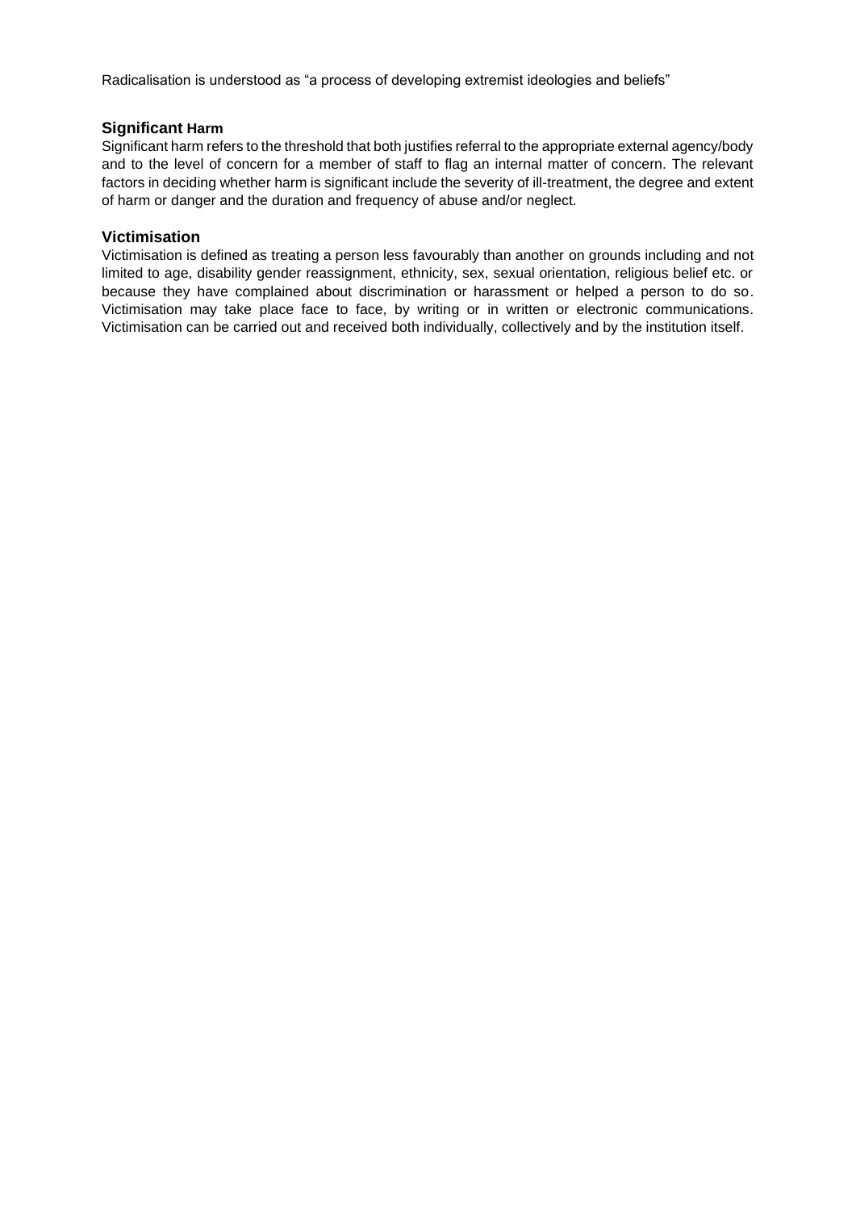Radicalisation is understood as "a process of developing extremist ideologies and beliefs"

### Significant Harm

Significant harm refers to the threshold that both justifies referral to the appropriate external agency/body and to the level of concern for a member of staff to flag an internal matter of concern. The relevant factors in deciding whether harm is significant include the severity of ill-treatment, the degree and extent of harm or danger and the duration and frequency of abuse and/or neglect.

### Victimisation

Victimisation is defined as treating a person less favourably than another on grounds including and not limited to age, disability gender reassignment, ethnicity, sex, sexual orientation, religious belief etc. or because they have complained about discrimination or harassment or helped a person to do so. Victimisation may take place face to face, by writing or in written or electronic communications. Victimisation can be carried out and received both individually, collectively and by the institution itself.